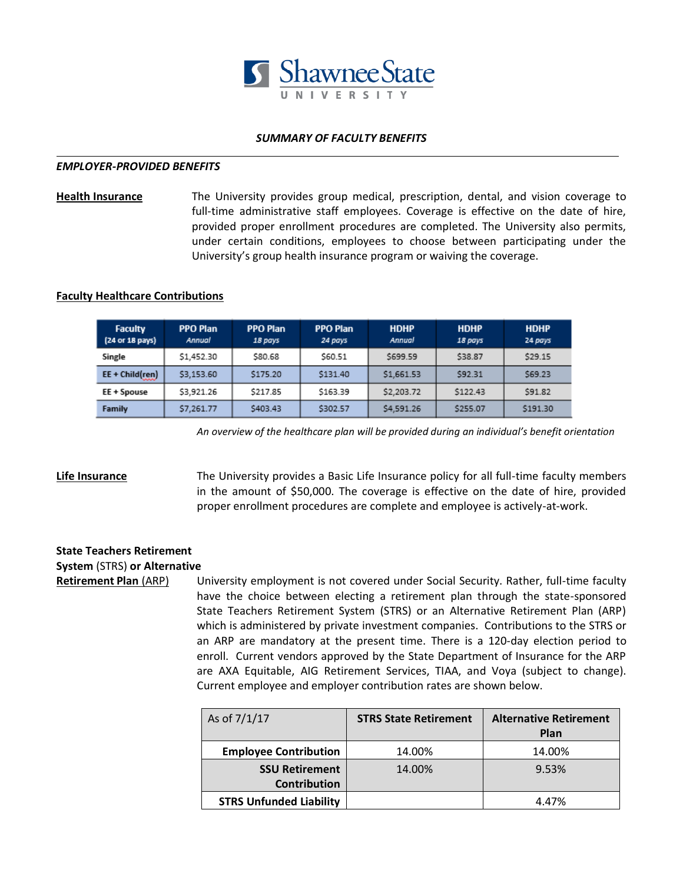# Shawnee State University

### *SUMMARY OF FACULTY BENEFITS*

---

***EMPLOYER-PROVIDED BENEFITS***

**Health Insurance**

The University provides group medical, prescription, dental, and vision coverage to full-time administrative staff employees. Coverage is effective on the date of hire, provided proper enrollment procedures are completed. The University also permits, under certain conditions, employees to choose between participating under the University's group health insurance program or waiving the coverage.

**Faculty Healthcare Contributions**

| Faculty (24 or 18 pays) | PPO Plan *Annual* | PPO Plan *18 pays* | PPO Plan *24 pays* | HDHP *Annual* | HDHP *18 pays* | HDHP *24 pays* |
|---|---|---|---|---|---|---|
| Single | $1,452.30 | $80.68 | $60.51 | $699.59 | $38.87 | $29.15 |
| EE + Child(ren) | $3,153.60 | $175.20 | $131.40 | $1,661.53 | $92.31 | $69.23 |
| EE + Spouse | $3,921.26 | $217.85 | $163.39 | $2,203.72 | $122.43 | $91.82 |
| Family | $7,261.77 | $403.43 | $302.57 | $4,591.26 | $255.07 | $191.30 |

*An overview of the healthcare plan will be provided during an individual's benefit orientation*

**Life Insurance**

The University provides a Basic Life Insurance policy for all full-time faculty members in the amount of $50,000. The coverage is effective on the date of hire, provided proper enrollment procedures are complete and employee is actively-at-work.

**State Teachers Retirement System (STRS) or Alternative Retirement Plan (ARP)**

University employment is not covered under Social Security. Rather, full-time faculty have the choice between electing a retirement plan through the state-sponsored State Teachers Retirement System (STRS) or an Alternative Retirement Plan (ARP) which is administered by private investment companies. Contributions to the STRS or an ARP are mandatory at the present time. There is a 120-day election period to enroll. Current vendors approved by the State Department of Insurance for the ARP are AXA Equitable, AIG Retirement Services, TIAA, and Voya (subject to change). Current employee and employer contribution rates are shown below.

| As of 7/1/17 | STRS State Retirement | Alternative Retirement Plan |
|---|---|---|
| **Employee Contribution** | 14.00% | 14.00% |
| **SSU Retirement Contribution** | 14.00% | 9.53% |
| **STRS Unfunded Liability** | | 4.47% |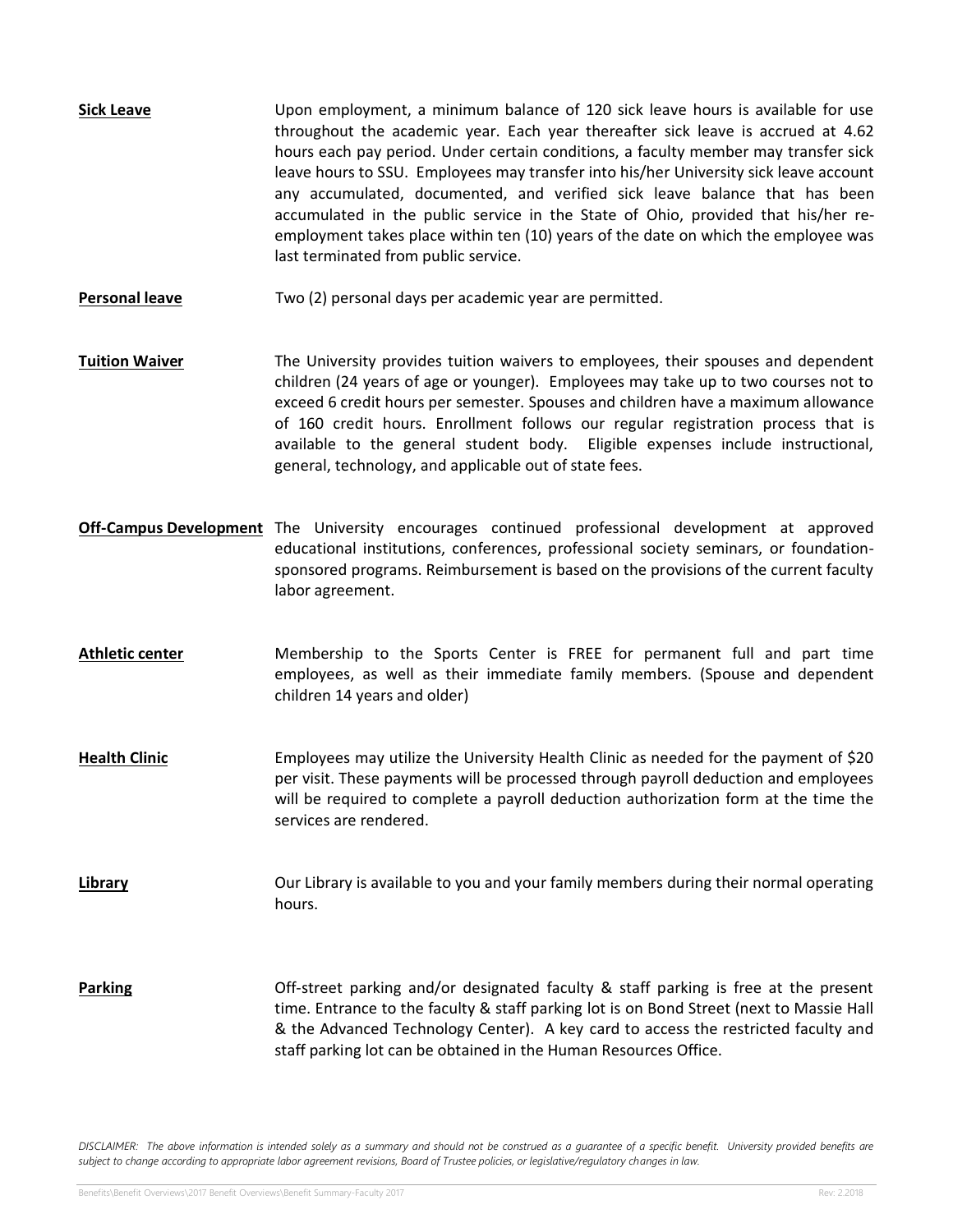**Sick Leave**

Upon employment, a minimum balance of 120 sick leave hours is available for use throughout the academic year. Each year thereafter sick leave is accrued at 4.62 hours each pay period. Under certain conditions, a faculty member may transfer sick leave hours to SSU. Employees may transfer into his/her University sick leave account any accumulated, documented, and verified sick leave balance that has been accumulated in the public service in the State of Ohio, provided that his/her re-employment takes place within ten (10) years of the date on which the employee was last terminated from public service.

**Personal leave**

Two (2) personal days per academic year are permitted.

**Tuition Waiver**

The University provides tuition waivers to employees, their spouses and dependent children (24 years of age or younger). Employees may take up to two courses not to exceed 6 credit hours per semester. Spouses and children have a maximum allowance of 160 credit hours. Enrollment follows our regular registration process that is available to the general student body. Eligible expenses include instructional, general, technology, and applicable out of state fees.

**Off-Campus Development**

The University encourages continued professional development at approved educational institutions, conferences, professional society seminars, or foundation-sponsored programs. Reimbursement is based on the provisions of the current faculty labor agreement.

**Athletic center**

Membership to the Sports Center is FREE for permanent full and part time employees, as well as their immediate family members. (Spouse and dependent children 14 years and older)

**Health Clinic**

Employees may utilize the University Health Clinic as needed for the payment of $20 per visit. These payments will be processed through payroll deduction and employees will be required to complete a payroll deduction authorization form at the time the services are rendered.

**Library**

Our Library is available to you and your family members during their normal operating hours.

**Parking**

Off-street parking and/or designated faculty & staff parking is free at the present time. Entrance to the faculty & staff parking lot is on Bond Street (next to Massie Hall & the Advanced Technology Center). A key card to access the restricted faculty and staff parking lot can be obtained in the Human Resources Office.

*DISCLAIMER: The above information is intended solely as a summary and should not be construed as a guarantee of a specific benefit. University provided benefits are subject to change according to appropriate labor agreement revisions, Board of Trustee policies, or legislative/regulatory changes in law.*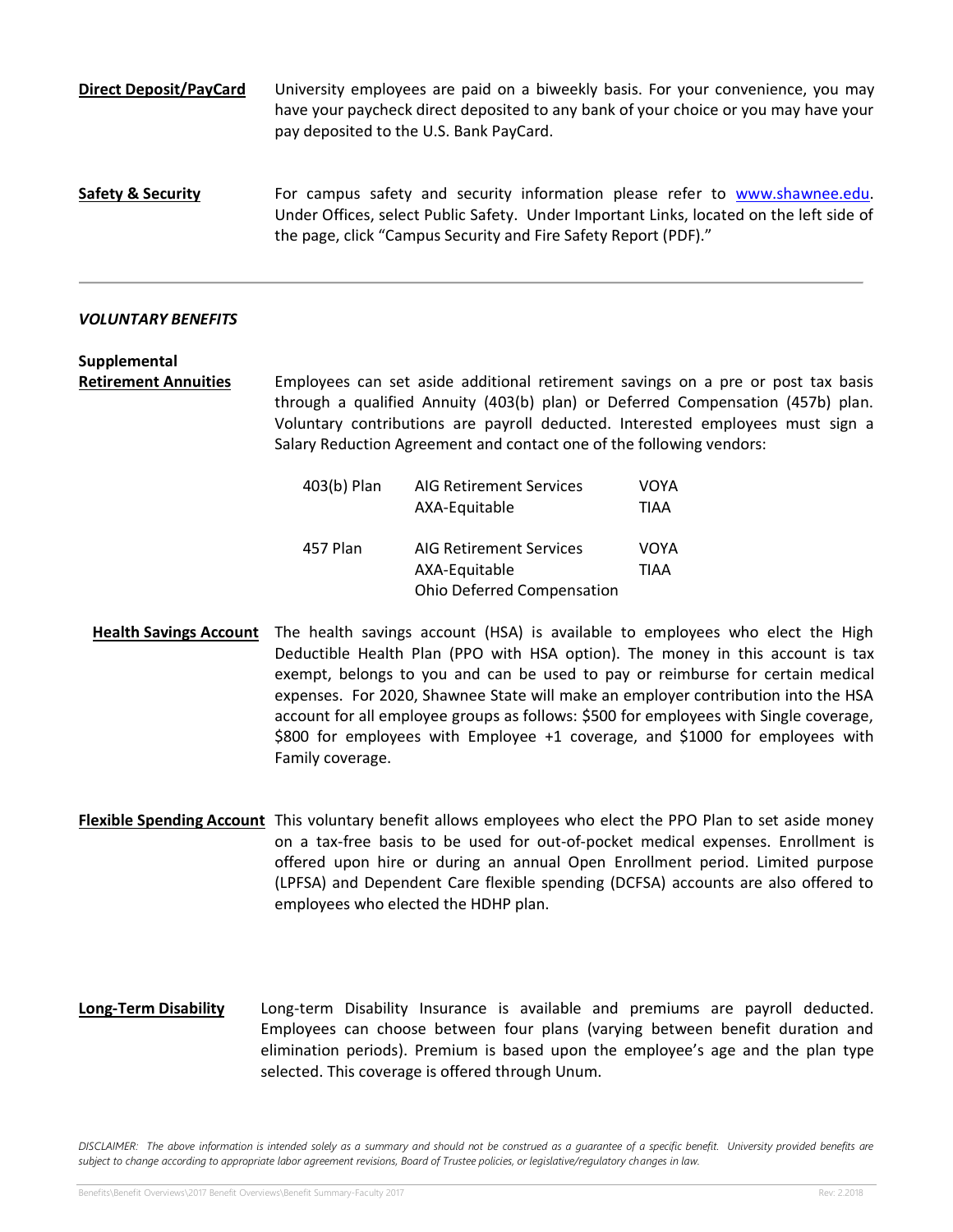**Direct Deposit/PayCard**

University employees are paid on a biweekly basis. For your convenience, you may have your paycheck direct deposited to any bank of your choice or you may have your pay deposited to the U.S. Bank PayCard.

**Safety & Security**

For campus safety and security information please refer to www.shawnee.edu. Under Offices, select Public Safety. Under Important Links, located on the left side of the page, click "Campus Security and Fire Safety Report (PDF)."

---

### *VOLUNTARY BENEFITS*

**Supplemental Retirement Annuities**

Employees can set aside additional retirement savings on a pre or post tax basis through a qualified Annuity (403(b) plan) or Deferred Compensation (457b) plan. Voluntary contributions are payroll deducted. Interested employees must sign a Salary Reduction Agreement and contact one of the following vendors:

| Plan | Vendor | Vendor |
| --- | --- | --- |
| 403(b) Plan | AIG Retirement Services | VOYA |
| | AXA-Equitable | TIAA |
| 457 Plan | AIG Retirement Services | VOYA |
| | AXA-Equitable | TIAA |
| | Ohio Deferred Compensation | |

**Health Savings Account**

The health savings account (HSA) is available to employees who elect the High Deductible Health Plan (PPO with HSA option). The money in this account is tax exempt, belongs to you and can be used to pay or reimburse for certain medical expenses. For 2020, Shawnee State will make an employer contribution into the HSA account for all employee groups as follows: $500 for employees with Single coverage, $800 for employees with Employee +1 coverage, and $1000 for employees with Family coverage.

**Flexible Spending Account**

This voluntary benefit allows employees who elect the PPO Plan to set aside money on a tax-free basis to be used for out-of-pocket medical expenses. Enrollment is offered upon hire or during an annual Open Enrollment period. Limited purpose (LPFSA) and Dependent Care flexible spending (DCFSA) accounts are also offered to employees who elected the HDHP plan.

**Long-Term Disability**

Long-term Disability Insurance is available and premiums are payroll deducted. Employees can choose between four plans (varying between benefit duration and elimination periods). Premium is based upon the employee's age and the plan type selected. This coverage is offered through Unum.

*DISCLAIMER: The above information is intended solely as a summary and should not be construed as a guarantee of a specific benefit. University provided benefits are subject to change according to appropriate labor agreement revisions, Board of Trustee policies, or legislative/regulatory changes in law.*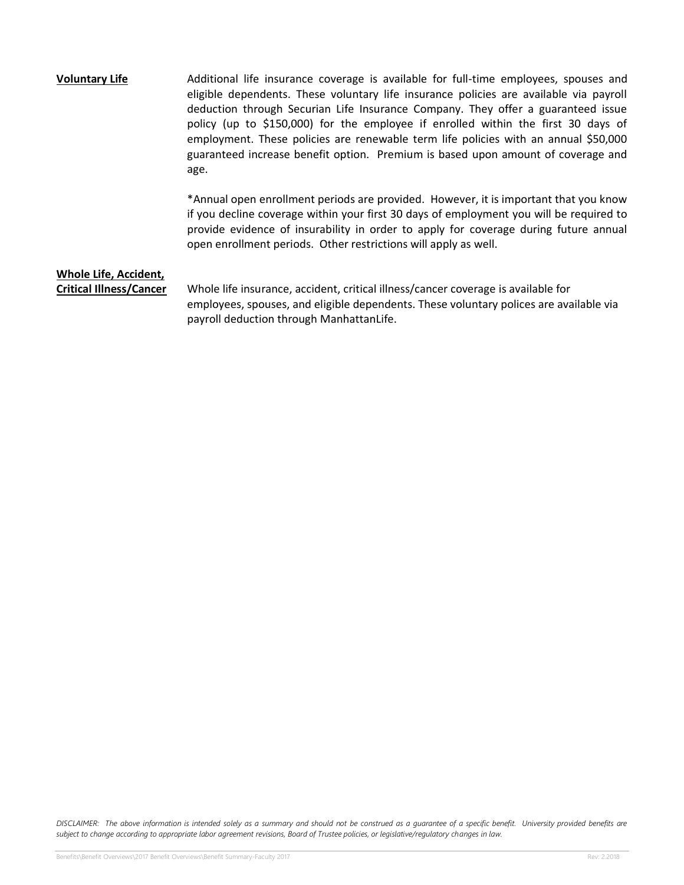**Voluntary Life**

Additional life insurance coverage is available for full-time employees, spouses and eligible dependents. These voluntary life insurance policies are available via payroll deduction through Securian Life Insurance Company. They offer a guaranteed issue policy (up to $150,000) for the employee if enrolled within the first 30 days of employment. These policies are renewable term life policies with an annual $50,000 guaranteed increase benefit option. Premium is based upon amount of coverage and age.

*Annual open enrollment periods are provided. However, it is important that you know if you decline coverage within your first 30 days of employment you will be required to provide evidence of insurability in order to apply for coverage during future annual open enrollment periods. Other restrictions will apply as well.

**Whole Life, Accident, Critical Illness/Cancer**

Whole life insurance, accident, critical illness/cancer coverage is available for employees, spouses, and eligible dependents. These voluntary polices are available via payroll deduction through ManhattanLife.

*DISCLAIMER: The above information is intended solely as a summary and should not be construed as a guarantee of a specific benefit. University provided benefits are subject to change according to appropriate labor agreement revisions, Board of Trustee policies, or legislative/regulatory changes in law.*